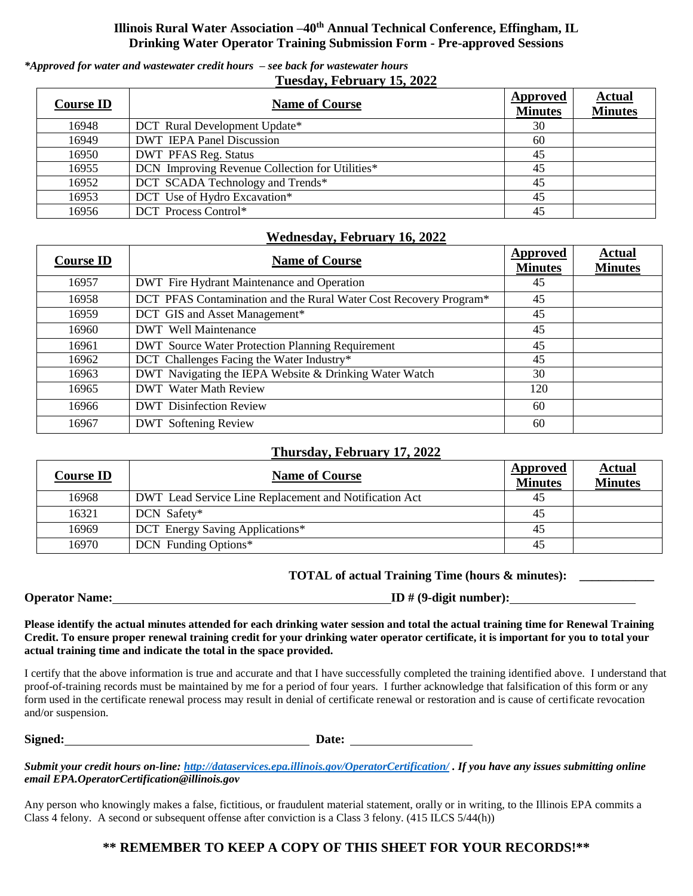# Illinois Rural Water Association –40th Annual Technical Conference, Effingham, IL
## Drinking Water Operator Training Submission Form - Pre-approved Sessions

***Approved for water and wastewater credit hours – see back for wastewater hours**

### Tuesday, February 15, 2022

| Course ID | Name of Course | Approved Minutes | Actual Minutes |
|---|---|---|---|
| 16948 | DCT Rural Development Update* | 30 | |
| 16949 | DWT IEPA Panel Discussion | 60 | |
| 16950 | DWT PFAS Reg. Status | 45 | |
| 16955 | DCN Improving Revenue Collection for Utilities* | 45 | |
| 16952 | DCT SCADA Technology and Trends* | 45 | |
| 16953 | DCT Use of Hydro Excavation* | 45 | |
| 16956 | DCT Process Control* | 45 | |

### Wednesday, February 16, 2022

| Course ID | Name of Course | Approved Minutes | Actual Minutes |
|---|---|---|---|
| 16957 | DWT Fire Hydrant Maintenance and Operation | 45 | |
| 16958 | DCT PFAS Contamination and the Rural Water Cost Recovery Program* | 45 | |
| 16959 | DCT GIS and Asset Management* | 45 | |
| 16960 | DWT Well Maintenance | 45 | |
| 16961 | DWT Source Water Protection Planning Requirement | 45 | |
| 16962 | DCT Challenges Facing the Water Industry* | 45 | |
| 16963 | DWT Navigating the IEPA Website & Drinking Water Watch | 30 | |
| 16965 | DWT Water Math Review | 120 | |
| 16966 | DWT Disinfection Review | 60 | |
| 16967 | DWT Softening Review | 60 | |

### Thursday, February 17, 2022

| Course ID | Name of Course | Approved Minutes | Actual Minutes |
|---|---|---|---|
| 16968 | DWT Lead Service Line Replacement and Notification Act | 45 | |
| 16321 | DCN Safety* | 45 | |
| 16969 | DCT Energy Saving Applications* | 45 | |
| 16970 | DCN Funding Options* | 45 | |

**TOTAL of actual Training Time (hours & minutes):** ____________

**Operator Name:** ______________________________ **ID # (9-digit number):** ____________________

**Please identify the actual minutes attended for each drinking water session and total the actual training time for Renewal Training Credit. To ensure proper renewal training credit for your drinking water operator certificate, it is important for you to total your actual training time and indicate the total in the space provided.**

I certify that the above information is true and accurate and that I have successfully completed the training identified above. I understand that proof-of-training records must be maintained by me for a period of four years. I further acknowledge that falsification of this form or any form used in the certificate renewal process may result in denial of certificate renewal or restoration and is cause of certificate revocation and/or suspension.

**Signed:** ______________________________ **Date:** ____________________

***Submit your credit hours on-line: http://dataservices.epa.illinois.gov/OperatorCertification/ . If you have any issues submitting online email EPA.OperatorCertification@illinois.gov***

Any person who knowingly makes a false, fictitious, or fraudulent material statement, orally or in writing, to the Illinois EPA commits a Class 4 felony. A second or subsequent offense after conviction is a Class 3 felony. (415 ILCS 5/44(h))

**\*\* REMEMBER TO KEEP A COPY OF THIS SHEET FOR YOUR RECORDS!\*\***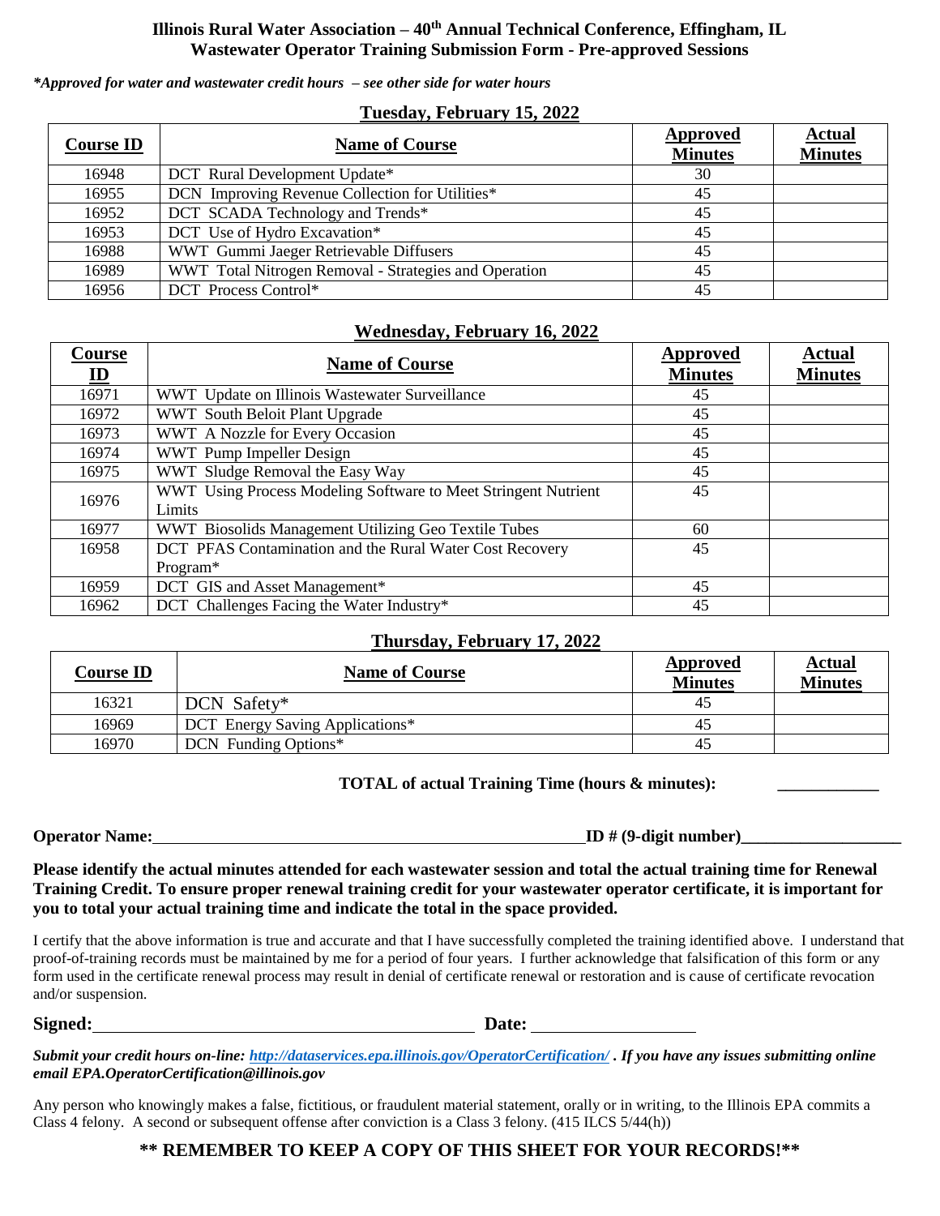# Illinois Rural Water Association – 40th Annual Technical Conference, Effingham, IL
## Wastewater Operator Training Submission Form - Pre-approved Sessions

***Approved for water and wastewater credit hours – see other side for water hours***

### Tuesday, February 15, 2022

| Course ID | Name of Course | Approved Minutes | Actual Minutes |
|---|---|---|---|
| 16948 | DCT Rural Development Update* | 30 | |
| 16955 | DCN Improving Revenue Collection for Utilities* | 45 | |
| 16952 | DCT SCADA Technology and Trends* | 45 | |
| 16953 | DCT Use of Hydro Excavation* | 45 | |
| 16988 | WWT Gummi Jaeger Retrievable Diffusers | 45 | |
| 16989 | WWT Total Nitrogen Removal - Strategies and Operation | 45 | |
| 16956 | DCT Process Control* | 45 | |

### Wednesday, February 16, 2022

| Course ID | Name of Course | Approved Minutes | Actual Minutes |
|---|---|---|---|
| 16971 | WWT Update on Illinois Wastewater Surveillance | 45 | |
| 16972 | WWT South Beloit Plant Upgrade | 45 | |
| 16973 | WWT A Nozzle for Every Occasion | 45 | |
| 16974 | WWT Pump Impeller Design | 45 | |
| 16975 | WWT Sludge Removal the Easy Way | 45 | |
| 16976 | WWT Using Process Modeling Software to Meet Stringent Nutrient Limits | 45 | |
| 16977 | WWT Biosolids Management Utilizing Geo Textile Tubes | 60 | |
| 16958 | DCT PFAS Contamination and the Rural Water Cost Recovery Program* | 45 | |
| 16959 | DCT GIS and Asset Management* | 45 | |
| 16962 | DCT Challenges Facing the Water Industry* | 45 | |

### Thursday, February 17, 2022

| Course ID | Name of Course | Approved Minutes | Actual Minutes |
|---|---|---|---|
| 16321 | DCN Safety* | 45 | |
| 16969 | DCT Energy Saving Applications* | 45 | |
| 16970 | DCN Funding Options* | 45 | |

**TOTAL of actual Training Time (hours & minutes):** ____________

**Operator Name:** ______________________________ **ID # (9-digit number)**___________________

**Please identify the actual minutes attended for each wastewater session and total the actual training time for Renewal Training Credit. To ensure proper renewal training credit for your wastewater operator certificate, it is important for you to total your actual training time and indicate the total in the space provided.**

I certify that the above information is true and accurate and that I have successfully completed the training identified above. I understand that proof-of-training records must be maintained by me for a period of four years. I further acknowledge that falsification of this form or any form used in the certificate renewal process may result in denial of certificate renewal or restoration and is cause of certificate revocation and/or suspension.

**Signed:** ______________________________ **Date:** ________________

***Submit your credit hours on-line: http://dataservices.epa.illinois.gov/OperatorCertification/ . If you have any issues submitting online email EPA.OperatorCertification@illinois.gov***

Any person who knowingly makes a false, fictitious, or fraudulent material statement, orally or in writing, to the Illinois EPA commits a Class 4 felony. A second or subsequent offense after conviction is a Class 3 felony. (415 ILCS 5/44(h))

**\*\* REMEMBER TO KEEP A COPY OF THIS SHEET FOR YOUR RECORDS!\*\***